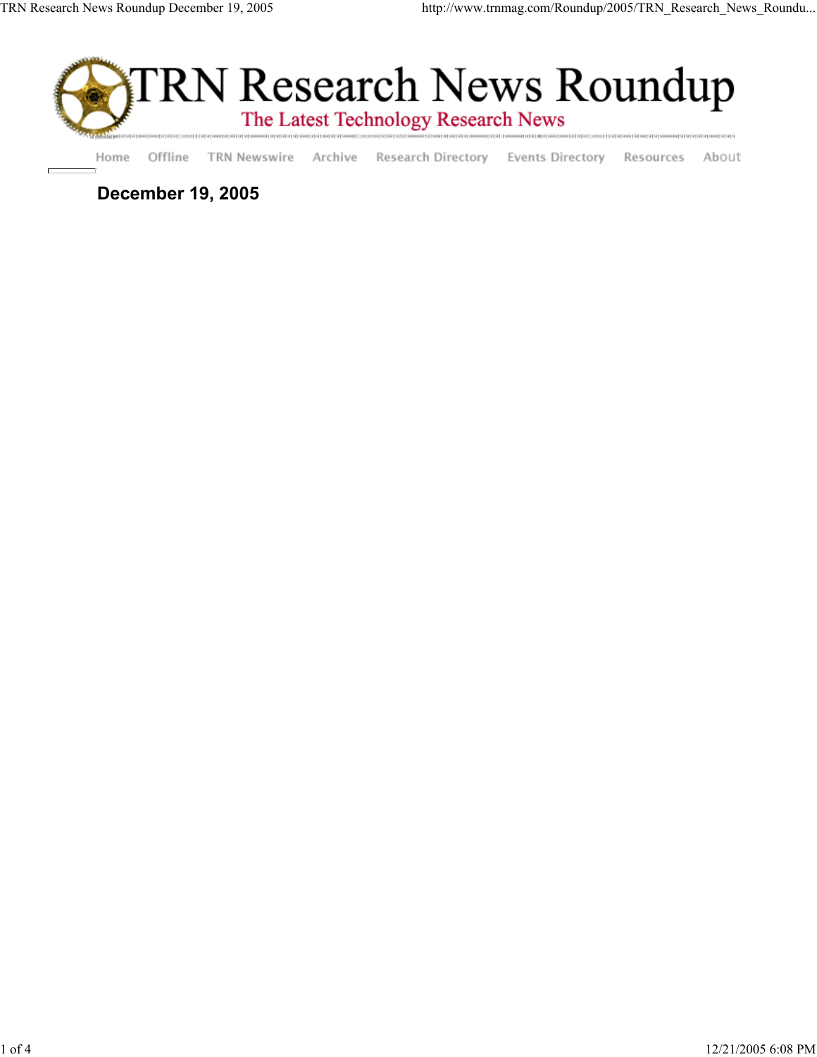# TRN Research News Roundup

The Latest Technology Research News

Home | Offline | TRN Newswire | Archive | Research Directory | Events Directory | Resources | About

## December 19, 2005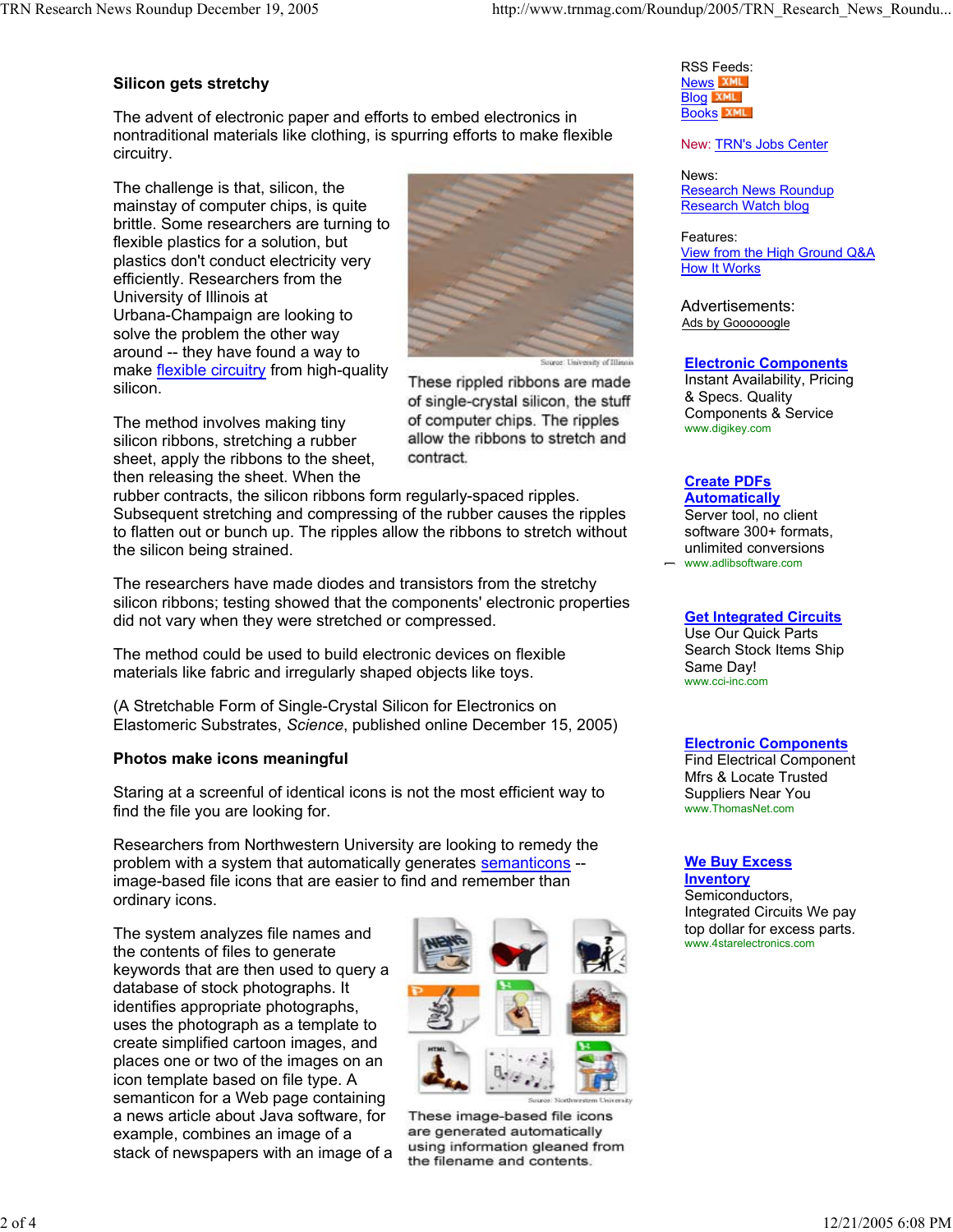## Silicon gets stretchy

The advent of electronic paper and efforts to embed electronics in nontraditional materials like clothing, is spurring efforts to make flexible circuitry.

The challenge is that, silicon, the mainstay of computer chips, is quite brittle. Some researchers are turning to flexible plastics for a solution, but plastics don't conduct electricity very efficiently. Researchers from the University of Illinois at Urbana-Champaign are looking to solve the problem the other way around -- they have found a way to make flexible circuitry from high-quality silicon.

Source: University of Illinois

These rippled ribbons are made of single-crystal silicon, the stuff of computer chips. The ripples allow the ribbons to stretch and contract.

The method involves making tiny silicon ribbons, stretching a rubber sheet, apply the ribbons to the sheet, then releasing the sheet. When the rubber contracts, the silicon ribbons form regularly-spaced ripples. Subsequent stretching and compressing of the rubber causes the ripples to flatten out or bunch up. The ripples allow the ribbons to stretch without the silicon being strained.

The researchers have made diodes and transistors from the stretchy silicon ribbons; testing showed that the components' electronic properties did not vary when they were stretched or compressed.

The method could be used to build electronic devices on flexible materials like fabric and irregularly shaped objects like toys.

(A Stretchable Form of Single-Crystal Silicon for Electronics on Elastomeric Substrates, *Science*, published online December 15, 2005)

## Photos make icons meaningful

Staring at a screenful of identical icons is not the most efficient way to find the file you are looking for.

Researchers from Northwestern University are looking to remedy the problem with a system that automatically generates semanticons -- image-based file icons that are easier to find and remember than ordinary icons.

Source: Northwestern University

These image-based file icons are generated automatically using information gleaned from the filename and contents.

The system analyzes file names and the contents of files to generate keywords that are then used to query a database of stock photographs. It identifies appropriate photographs, uses the photograph as a template to create simplified cartoon images, and places one or two of the images on an icon template based on file type. A semanticon for a Web page containing a news article about Java software, for example, combines an image of a stack of newspapers with an image of a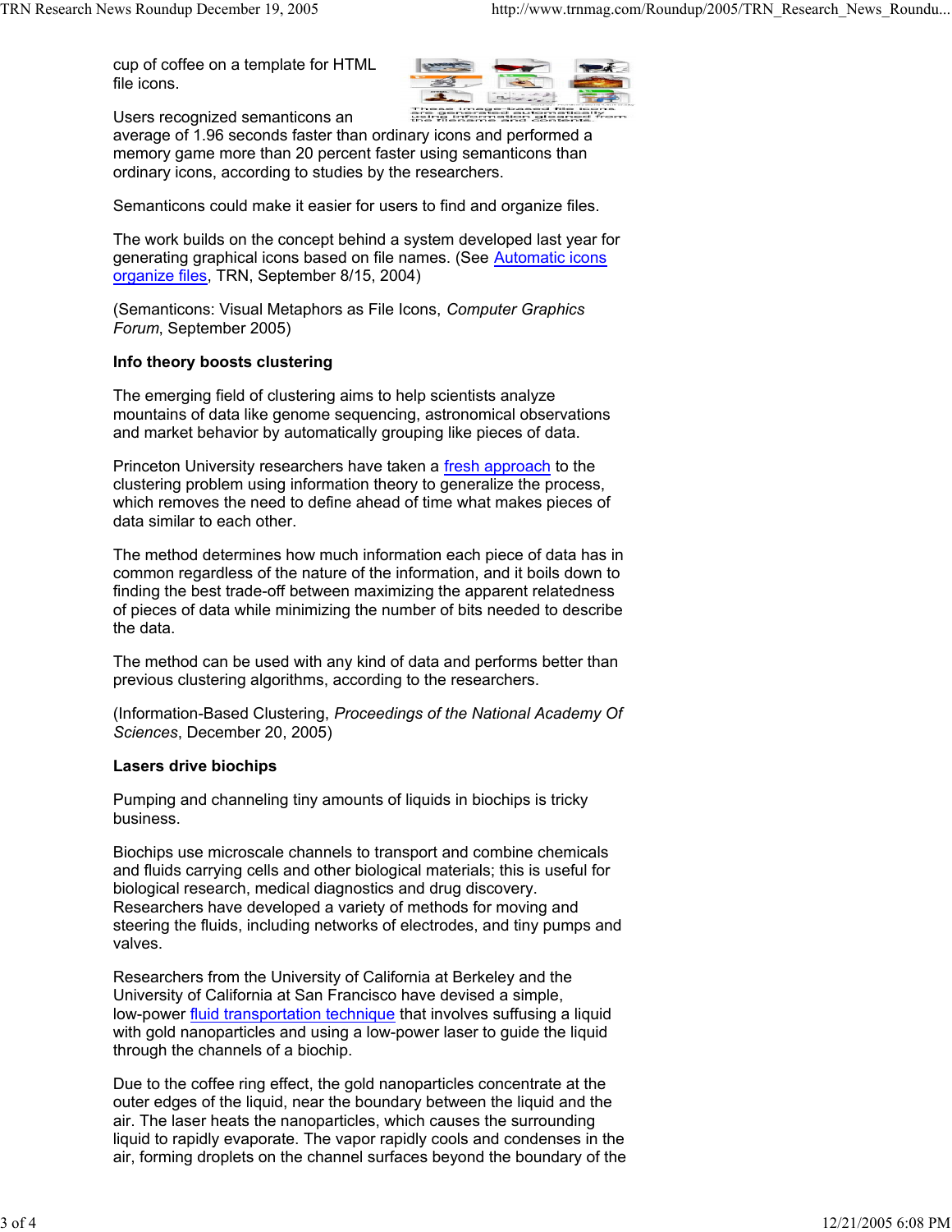cup of coffee on a template for HTML file icons.

These image-based file icons are generated automatically using information gleaned from the filename and contents.

Users recognized semanticons an average of 1.96 seconds faster than ordinary icons and performed a memory game more than 20 percent faster using semanticons than ordinary icons, according to studies by the researchers.

Semanticons could make it easier for users to find and organize files.

The work builds on the concept behind a system developed last year for generating graphical icons based on file names. (See [Automatic icons organize files](), TRN, September 8/15, 2004)

(Semanticons: Visual Metaphors as File Icons, *Computer Graphics Forum*, September 2005)

**Info theory boosts clustering**

The emerging field of clustering aims to help scientists analyze mountains of data like genome sequencing, astronomical observations and market behavior by automatically grouping like pieces of data.

Princeton University researchers have taken a [fresh approach]() to the clustering problem using information theory to generalize the process, which removes the need to define ahead of time what makes pieces of data similar to each other.

The method determines how much information each piece of data has in common regardless of the nature of the information, and it boils down to finding the best trade-off between maximizing the apparent relatedness of pieces of data while minimizing the number of bits needed to describe the data.

The method can be used with any kind of data and performs better than previous clustering algorithms, according to the researchers.

(Information-Based Clustering, *Proceedings of the National Academy Of Sciences*, December 20, 2005)

**Lasers drive biochips**

Pumping and channeling tiny amounts of liquids in biochips is tricky business.

Biochips use microscale channels to transport and combine chemicals and fluids carrying cells and other biological materials; this is useful for biological research, medical diagnostics and drug discovery. Researchers have developed a variety of methods for moving and steering the fluids, including networks of electrodes, and tiny pumps and valves.

Researchers from the University of California at Berkeley and the University of California at San Francisco have devised a simple, low-power [fluid transportation technique]() that involves suffusing a liquid with gold nanoparticles and using a low-power laser to guide the liquid through the channels of a biochip.

Due to the coffee ring effect, the gold nanoparticles concentrate at the outer edges of the liquid, near the boundary between the liquid and the air. The laser heats the nanoparticles, which causes the surrounding liquid to rapidly evaporate. The vapor rapidly cools and condenses in the air, forming droplets on the channel surfaces beyond the boundary of the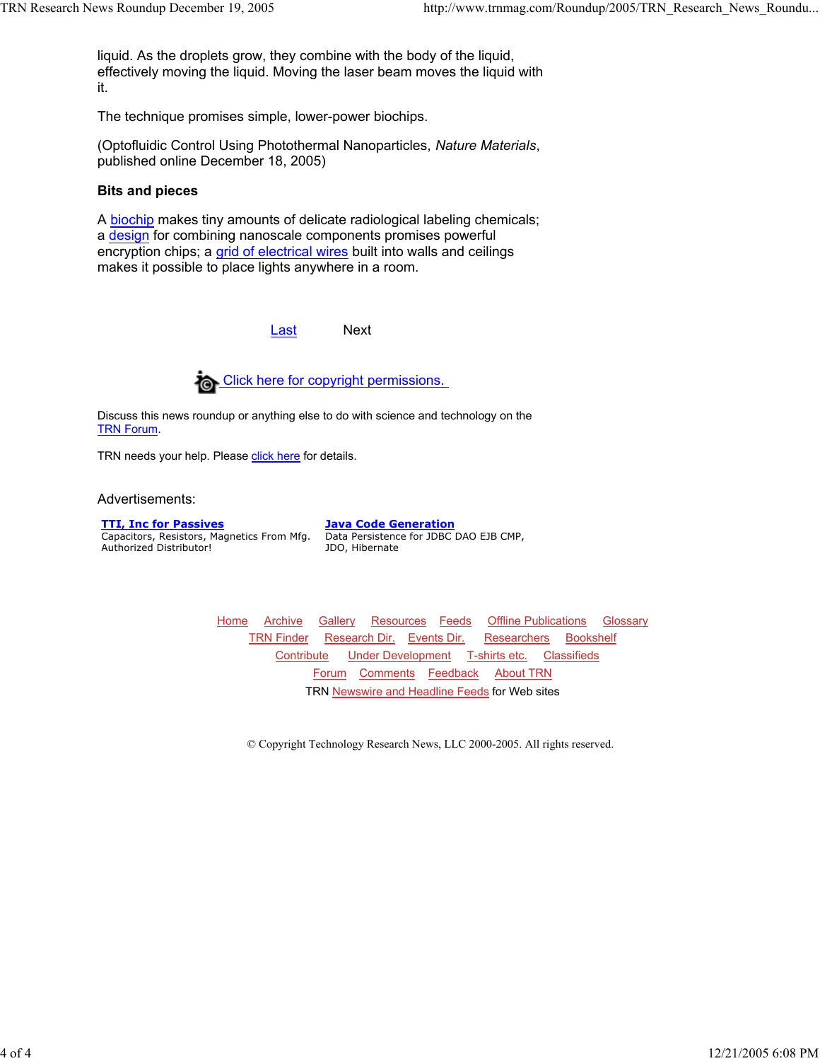liquid. As the droplets grow, they combine with the body of the liquid, effectively moving the liquid. Moving the laser beam moves the liquid with it.

The technique promises simple, lower-power biochips.

(Optofluidic Control Using Photothermal Nanoparticles, *Nature Materials*, published online December 18, 2005)

**Bits and pieces**

A biochip makes tiny amounts of delicate radiological labeling chemicals; a design for combining nanoscale components promises powerful encryption chips; a grid of electrical wires built into walls and ceilings makes it possible to place lights anywhere in a room.

Last Next

Click here for copyright permissions.

Discuss this news roundup or anything else to do with science and technology on the TRN Forum.

TRN needs your help. Please click here for details.

Advertisements:

**TTI, Inc for Passives**
Capacitors, Resistors, Magnetics From Mfg. Authorized Distributor!

**Java Code Generation**
Data Persistence for JDBC DAO EJB CMP, JDO, Hibernate

Home Archive Gallery Resources Feeds Offline Publications Glossary
TRN Finder Research Dir. Events Dir. Researchers Bookshelf
Contribute Under Development T-shirts etc. Classifieds
Forum Comments Feedback About TRN
TRN Newswire and Headline Feeds for Web sites

© Copyright Technology Research News, LLC 2000-2005. All rights reserved.